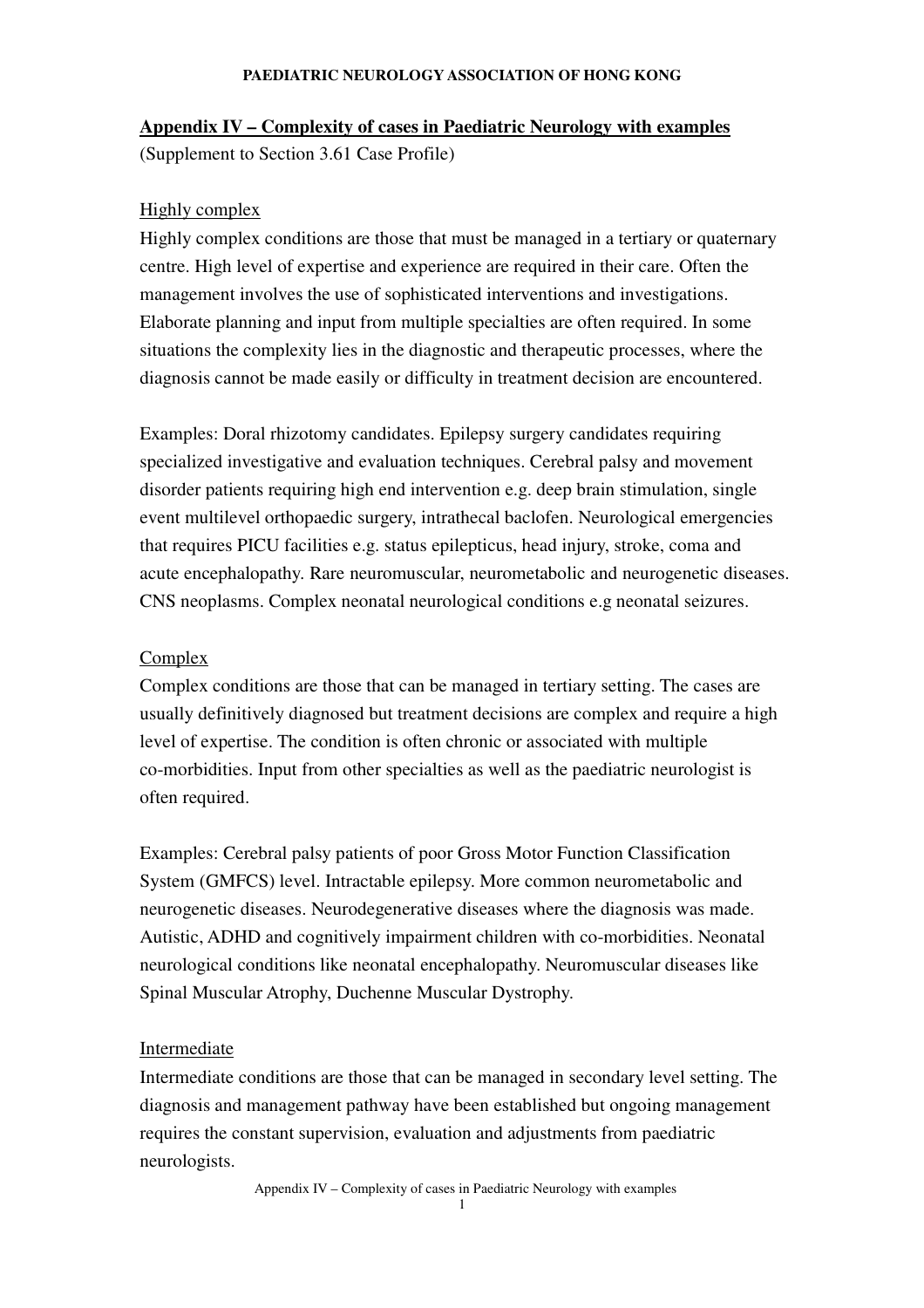## Appendix IV – Complexity of cases in Paediatric Neurology with examples

(Supplement to Section 3.61 Case Profile)

### Highly complex

Highly complex conditions are those that must be managed in a tertiary or quaternary centre. High level of expertise and experience are required in their care. Often the management involves the use of sophisticated interventions and investigations. Elaborate planning and input from multiple specialties are often required. In some situations the complexity lies in the diagnostic and therapeutic processes, where the diagnosis cannot be made easily or difficulty in treatment decision are encountered.

Examples: Doral rhizotomy candidates. Epilepsy surgery candidates requiring specialized investigative and evaluation techniques. Cerebral palsy and movement disorder patients requiring high end intervention e.g. deep brain stimulation, single event multilevel orthopaedic surgery, intrathecal baclofen. Neurological emergencies that requires PICU facilities e.g. status epilepticus, head injury, stroke, coma and acute encephalopathy. Rare neuromuscular, neurometabolic and neurogenetic diseases. CNS neoplasms. Complex neonatal neurological conditions e.g neonatal seizures.

### Complex

Complex conditions are those that can be managed in tertiary setting. The cases are usually definitively diagnosed but treatment decisions are complex and require a high level of expertise. The condition is often chronic or associated with multiple co-morbidities. Input from other specialties as well as the paediatric neurologist is often required.

Examples: Cerebral palsy patients of poor Gross Motor Function Classification System (GMFCS) level. Intractable epilepsy. More common neurometabolic and neurogenetic diseases. Neurodegenerative diseases where the diagnosis was made. Autistic, ADHD and cognitively impairment children with co-morbidities. Neonatal neurological conditions like neonatal encephalopathy. Neuromuscular diseases like Spinal Muscular Atrophy, Duchenne Muscular Dystrophy.

### Intermediate

Intermediate conditions are those that can be managed in secondary level setting. The diagnosis and management pathway have been established but ongoing management requires the constant supervision, evaluation and adjustments from paediatric neurologists.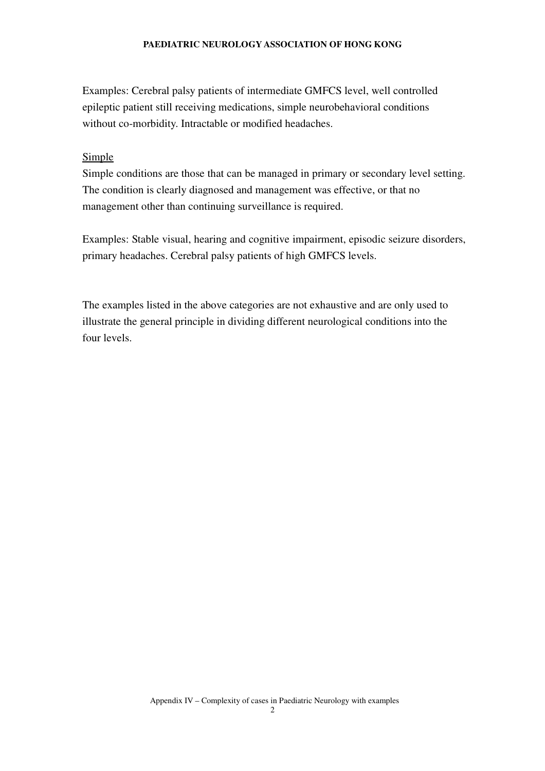Examples: Cerebral palsy patients of intermediate GMFCS level, well controlled epileptic patient still receiving medications, simple neurobehavioral conditions without co-morbidity. Intractable or modified headaches.

<u>Simple</u>

Simple conditions are those that can be managed in primary or secondary level setting. The condition is clearly diagnosed and management was effective, or that no management other than continuing surveillance is required.

Examples: Stable visual, hearing and cognitive impairment, episodic seizure disorders, primary headaches. Cerebral palsy patients of high GMFCS levels.

The examples listed in the above categories are not exhaustive and are only used to illustrate the general principle in dividing different neurological conditions into the four levels.